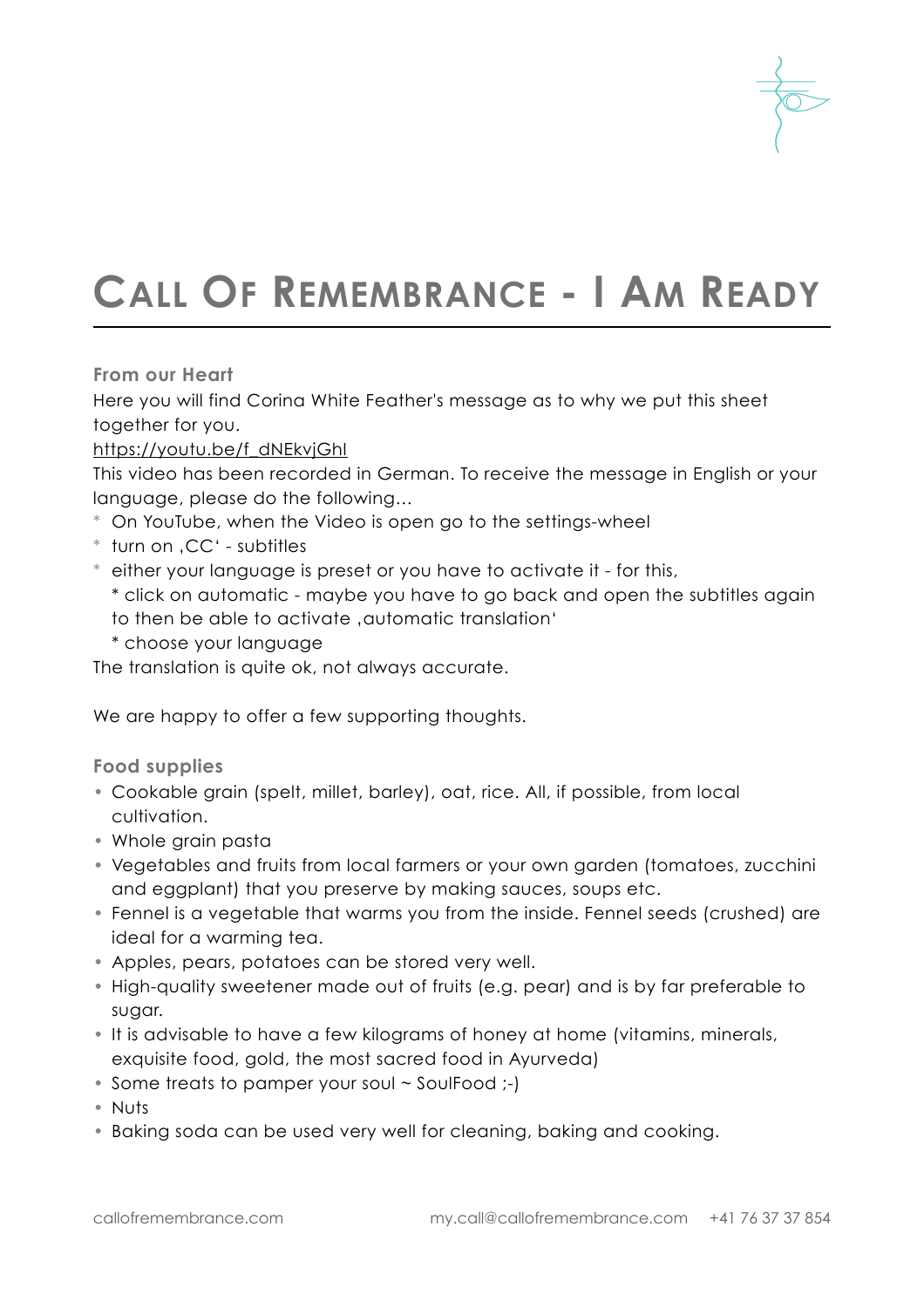# Call Of Remembrance - I Am Ready

**From our Heart**

Here you will find Corina White Feather's message as to why we put this sheet together for you.

https://youtu.be/f_dNEkvjGhI

This video has been recorded in German. To receive the message in English or your language, please do the following...

* On YouTube, when the Video is open go to the settings-wheel
* turn on ‚CC' - subtitles
* either your language is preset or you have to activate it - for this,
  * click on automatic - maybe you have to go back and open the subtitles again to then be able to activate ‚automatic translation'
  * choose your language

The translation is quite ok, not always accurate.

We are happy to offer a few supporting thoughts.

**Food supplies**

- Cookable grain (spelt, millet, barley), oat, rice. All, if possible, from local cultivation.
- Whole grain pasta
- Vegetables and fruits from local farmers or your own garden (tomatoes, zucchini and eggplant) that you preserve by making sauces, soups etc.
- Fennel is a vegetable that warms you from the inside. Fennel seeds (crushed) are ideal for a warming tea.
- Apples, pears, potatoes can be stored very well.
- High-quality sweetener made out of fruits (e.g. pear) and is by far preferable to sugar.
- It is advisable to have a few kilograms of honey at home (vitamins, minerals, exquisite food, gold, the most sacred food in Ayurveda)
- Some treats to pamper your soul ~ SoulFood ;-)
- Nuts
- Baking soda can be used very well for cleaning, baking and cooking.

callofremembrance.com my.call@callofremembrance.com +41 76 37 37 854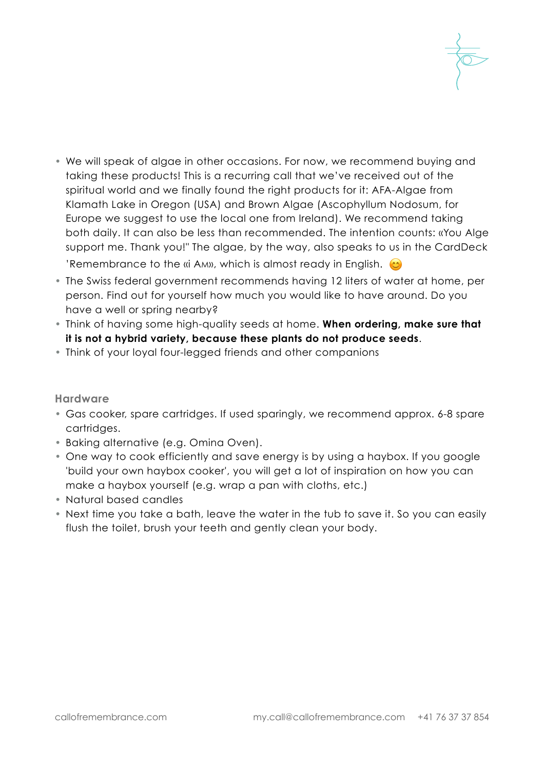- We will speak of algae in other occasions. For now, we recommend buying and taking these products! This is a recurring call that we've received out of the spiritual world and we finally found the right products for it: AFA-Algae from Klamath Lake in Oregon (USA) and Brown Algae (Ascophyllum Nodosum, for Europe we suggest to use the local one from Ireland). We recommend taking both daily. It can also be less than recommended. The intention counts: «You Alge support me. Thank you!" The algae, by the way, also speaks to us in the CardDeck 'Remembrance to the «i Am», which is almost ready in English. 😊
- The Swiss federal government recommends having 12 liters of water at home, per person. Find out for yourself how much you would like to have around. Do you have a well or spring nearby?
- Think of having some high-quality seeds at home. **When ordering, make sure that it is not a hybrid variety, because these plants do not produce seeds**.
- Think of your loyal four-legged friends and other companions

## Hardware

- Gas cooker, spare cartridges. If used sparingly, we recommend approx. 6-8 spare cartridges.
- Baking alternative (e.g. Omina Oven).
- One way to cook efficiently and save energy is by using a haybox. If you google 'build your own haybox cooker', you will get a lot of inspiration on how you can make a haybox yourself (e.g. wrap a pan with cloths, etc.)
- Natural based candles
- Next time you take a bath, leave the water in the tub to save it. So you can easily flush the toilet, brush your teeth and gently clean your body.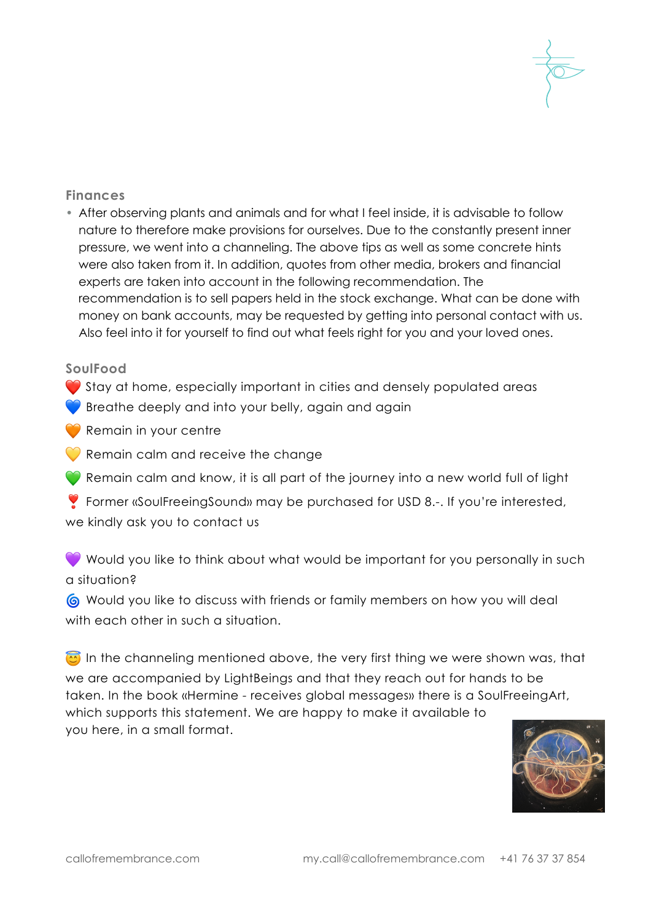## Finances

- After observing plants and animals and for what I feel inside, it is advisable to follow nature to therefore make provisions for ourselves. Due to the constantly present inner pressure, we went into a channeling. The above tips as well as some concrete hints were also taken from it. In addition, quotes from other media, brokers and financial experts are taken into account in the following recommendation. The recommendation is to sell papers held in the stock exchange. What can be done with money on bank accounts, may be requested by getting into personal contact with us. Also feel into it for yourself to find out what feels right for you and your loved ones.

## SoulFood

❤️ Stay at home, especially important in cities and densely populated areas

💙 Breathe deeply and into your belly, again and again

🧡 Remain in your centre

💛 Remain calm and receive the change

💚 Remain calm and know, it is all part of the journey into a new world full of light

❣️ Former «SoulFreeingSound» may be purchased for USD 8.-. If you're interested, we kindly ask you to contact us

💜 Would you like to think about what would be important for you personally in such a situation?

🌀 Would you like to discuss with friends or family members on how you will deal with each other in such a situation.

😇 In the channeling mentioned above, the very first thing we were shown was, that we are accompanied by LightBeings and that they reach out for hands to be taken. In the book «Hermine - receives global messages» there is a SoulFreeingArt, which supports this statement. We are happy to make it available to you here, in a small format.

callofremembrance.com my.call@callofremembrance.com +41 76 37 37 854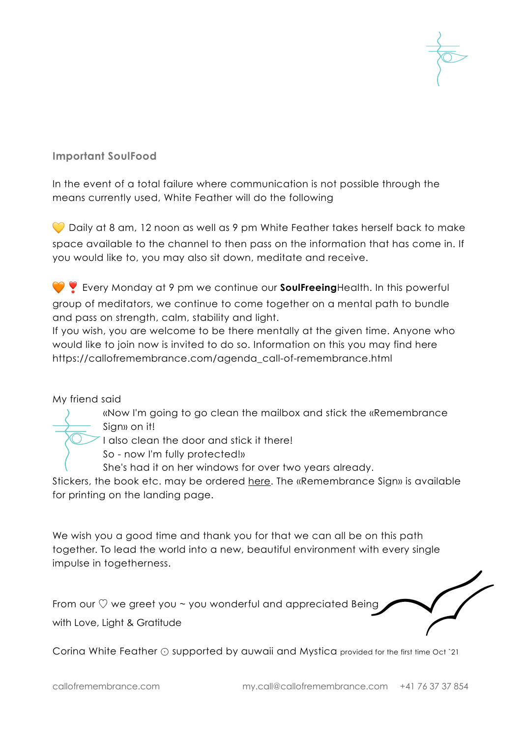**Important SoulFood**

In the event of a total failure where communication is not possible through the means currently used, White Feather will do the following

💛 Daily at 8 am, 12 noon as well as 9 pm White Feather takes herself back to make space available to the channel to then pass on the information that has come in. If you would like to, you may also sit down, meditate and receive.

🧡 ❣️ Every Monday at 9 pm we continue our **SoulFreeing**Health. In this powerful group of meditators, we continue to come together on a mental path to bundle and pass on strength, calm, stability and light.
If you wish, you are welcome to be there mentally at the given time. Anyone who would like to join now is invited to do so. Information on this you may find here https://callofremembrance.com/agenda_call-of-remembrance.html

My friend said

«Now I'm going to go clean the mailbox and stick the «Remembrance Sign» on it!
I also clean the door and stick it there!
So - now I'm fully protected!»
She's had it on her windows for over two years already.

Stickers, the book etc. may be ordered here. The «Remembrance Sign» is available for printing on the landing page.

We wish you a good time and thank you for that we can all be on this path together. To lead the world into a new, beautiful environment with every single impulse in togetherness.

From our ♡ we greet you ~ you wonderful and appreciated Being
with Love, Light & Gratitude

Corina White Feather ⊙ supported by auwaii and Mystica provided for the first time Oct `21

callofremembrance.com my.call@callofremembrance.com +41 76 37 37 854